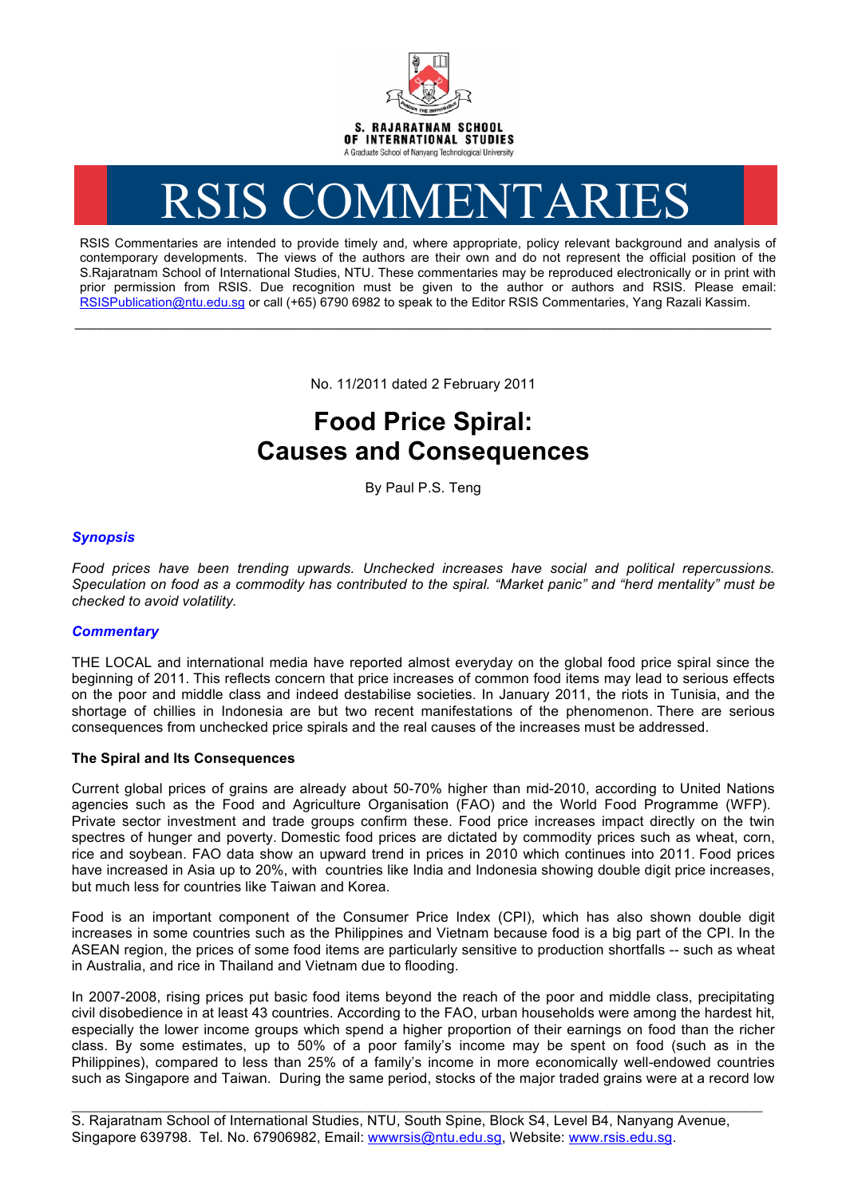S. RAJARATNAM SCHOOL OF INTERNATIONAL STUDIES
A Graduate School of Nanyang Technological University

# RSIS COMMENTARIES

RSIS Commentaries are intended to provide timely and, where appropriate, policy relevant background and analysis of contemporary developments. The views of the authors are their own and do not represent the official position of the S.Rajaratnam School of International Studies, NTU. These commentaries may be reproduced electronically or in print with prior permission from RSIS. Due recognition must be given to the author or authors and RSIS. Please email: RSISPublication@ntu.edu.sg or call (+65) 6790 6982 to speak to the Editor RSIS Commentaries, Yang Razali Kassim.

---

No. 11/2011 dated 2 February 2011

# Food Price Spiral: Causes and Consequences

By Paul P.S. Teng

### *Synopsis*

*Food prices have been trending upwards. Unchecked increases have social and political repercussions. Speculation on food as a commodity has contributed to the spiral. "Market panic" and "herd mentality" must be checked to avoid volatility.*

### *Commentary*

THE LOCAL and international media have reported almost everyday on the global food price spiral since the beginning of 2011. This reflects concern that price increases of common food items may lead to serious effects on the poor and middle class and indeed destabilise societies. In January 2011, the riots in Tunisia, and the shortage of chillies in Indonesia are but two recent manifestations of the phenomenon. There are serious consequences from unchecked price spirals and the real causes of the increases must be addressed.

**The Spiral and Its Consequences**

Current global prices of grains are already about 50-70% higher than mid-2010, according to United Nations agencies such as the Food and Agriculture Organisation (FAO) and the World Food Programme (WFP). Private sector investment and trade groups confirm these. Food price increases impact directly on the twin spectres of hunger and poverty. Domestic food prices are dictated by commodity prices such as wheat, corn, rice and soybean. FAO data show an upward trend in prices in 2010 which continues into 2011. Food prices have increased in Asia up to 20%, with countries like India and Indonesia showing double digit price increases, but much less for countries like Taiwan and Korea.

Food is an important component of the Consumer Price Index (CPI), which has also shown double digit increases in some countries such as the Philippines and Vietnam because food is a big part of the CPI. In the ASEAN region, the prices of some food items are particularly sensitive to production shortfalls -- such as wheat in Australia, and rice in Thailand and Vietnam due to flooding.

In 2007-2008, rising prices put basic food items beyond the reach of the poor and middle class, precipitating civil disobedience in at least 43 countries. According to the FAO, urban households were among the hardest hit, especially the lower income groups which spend a higher proportion of their earnings on food than the richer class. By some estimates, up to 50% of a poor family's income may be spent on food (such as in the Philippines), compared to less than 25% of a family's income in more economically well-endowed countries such as Singapore and Taiwan. During the same period, stocks of the major traded grains were at a record low

---

S. Rajaratnam School of International Studies, NTU, South Spine, Block S4, Level B4, Nanyang Avenue, Singapore 639798. Tel. No. 67906982, Email: wwwrsis@ntu.edu.sg, Website: www.rsis.edu.sg.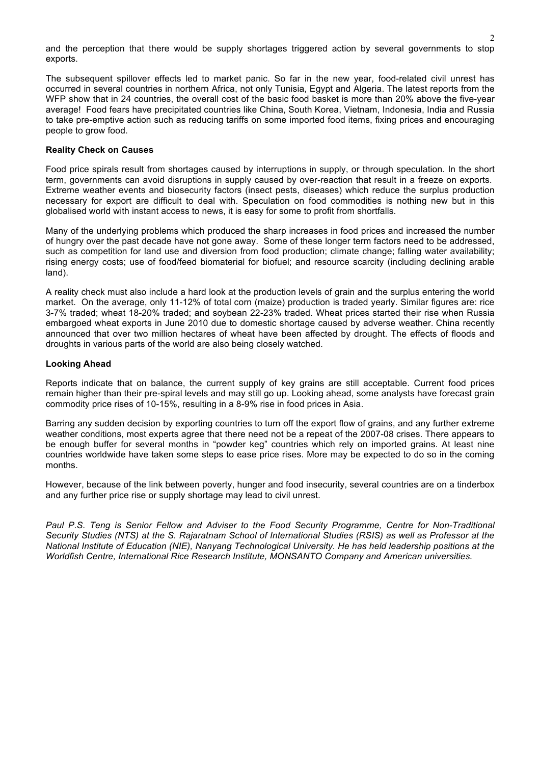and the perception that there would be supply shortages triggered action by several governments to stop exports.

The subsequent spillover effects led to market panic. So far in the new year, food-related civil unrest has occurred in several countries in northern Africa, not only Tunisia, Egypt and Algeria. The latest reports from the WFP show that in 24 countries, the overall cost of the basic food basket is more than 20% above the five-year average! Food fears have precipitated countries like China, South Korea, Vietnam, Indonesia, India and Russia to take pre-emptive action such as reducing tariffs on some imported food items, fixing prices and encouraging people to grow food.

**Reality Check on Causes**

Food price spirals result from shortages caused by interruptions in supply, or through speculation. In the short term, governments can avoid disruptions in supply caused by over-reaction that result in a freeze on exports. Extreme weather events and biosecurity factors (insect pests, diseases) which reduce the surplus production necessary for export are difficult to deal with. Speculation on food commodities is nothing new but in this globalised world with instant access to news, it is easy for some to profit from shortfalls.

Many of the underlying problems which produced the sharp increases in food prices and increased the number of hungry over the past decade have not gone away. Some of these longer term factors need to be addressed, such as competition for land use and diversion from food production; climate change; falling water availability; rising energy costs; use of food/feed biomaterial for biofuel; and resource scarcity (including declining arable land).

A reality check must also include a hard look at the production levels of grain and the surplus entering the world market. On the average, only 11-12% of total corn (maize) production is traded yearly. Similar figures are: rice 3-7% traded; wheat 18-20% traded; and soybean 22-23% traded. Wheat prices started their rise when Russia embargoed wheat exports in June 2010 due to domestic shortage caused by adverse weather. China recently announced that over two million hectares of wheat have been affected by drought. The effects of floods and droughts in various parts of the world are also being closely watched.

**Looking Ahead**

Reports indicate that on balance, the current supply of key grains are still acceptable. Current food prices remain higher than their pre-spiral levels and may still go up. Looking ahead, some analysts have forecast grain commodity price rises of 10-15%, resulting in a 8-9% rise in food prices in Asia.

Barring any sudden decision by exporting countries to turn off the export flow of grains, and any further extreme weather conditions, most experts agree that there need not be a repeat of the 2007-08 crises. There appears to be enough buffer for several months in "powder keg" countries which rely on imported grains. At least nine countries worldwide have taken some steps to ease price rises. More may be expected to do so in the coming months.

However, because of the link between poverty, hunger and food insecurity, several countries are on a tinderbox and any further price rise or supply shortage may lead to civil unrest.

*Paul P.S. Teng is Senior Fellow and Adviser to the Food Security Programme, Centre for Non-Traditional Security Studies (NTS) at the S. Rajaratnam School of International Studies (RSIS) as well as Professor at the National Institute of Education (NIE), Nanyang Technological University. He has held leadership positions at the Worldfish Centre, International Rice Research Institute, MONSANTO Company and American universities.*